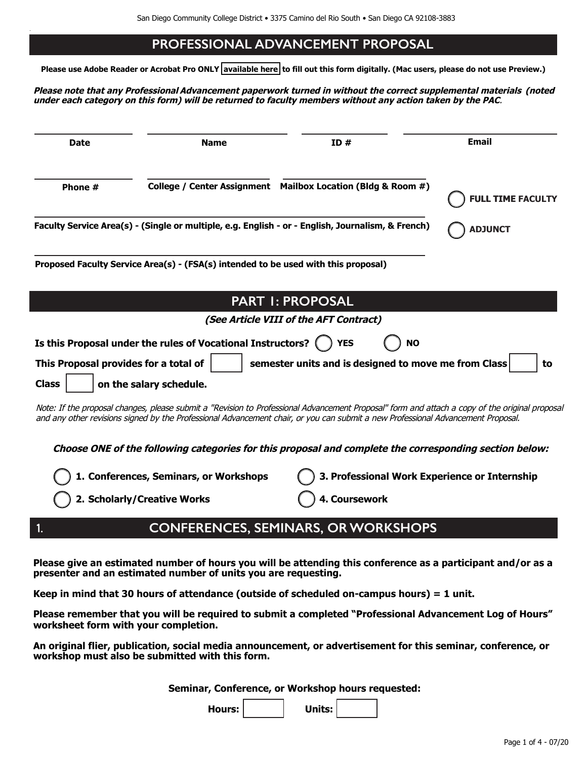San Diego Community College District • 3375 Camino del Rio South • San Diego CA 92108-3883

# PROFESSIONAL ADVANCEMENT PROPOSAL

**Please use Adobe Reader or Acrobat Pro ONLY available here to fill out this form digitally. (Mac users, please do not use Preview.)**

***Please note that any Professional Advancement paperwork turned in without the correct supplemental materials (noted under each category on this form) will be returned to faculty members without any action taken by the PAC.***

| Date | Name | ID # | Email |
|---|---|---|---|
| | | | |

| Phone # | College / Center Assignment | Mailbox Location (Bldg & Room #) |
|---|---|---|
| | | |

○ **FULL TIME FACULTY**

○ **ADJUNCT**

**Faculty Service Area(s) - (Single or multiple, e.g. English - or - English, Journalism, & French)** ______________________

**Proposed Faculty Service Area(s) - (FSA(s) intended to be used with this proposal)** ______________________

## PART 1: PROPOSAL

***(See Article VIII of the AFT Contract)***

**Is this Proposal under the rules of Vocational Instructors?** ○ **YES** ○ **NO**

**This Proposal provides for a total of** [ ] **semester units and is designed to move me from Class** [ ] **to Class** [ ] **on the salary schedule.**

*Note: If the proposal changes, please submit a "Revision to Professional Advancement Proposal" form and attach a copy of the original proposal and any other revisions signed by the Professional Advancement chair, or you can submit a new Professional Advancement Proposal.*

***Choose ONE of the following categories for this proposal and complete the corresponding section below:***

○ **1. Conferences, Seminars, or Workshops**

○ **2. Scholarly/Creative Works**

○ **3. Professional Work Experience or Internship**

○ **4. Coursework**

## 1. CONFERENCES, SEMINARS, OR WORKSHOPS

**Please give an estimated number of hours you will be attending this conference as a participant and/or as a presenter and an estimated number of units you are requesting.**

**Keep in mind that 30 hours of attendance (outside of scheduled on-campus hours) = 1 unit.**

**Please remember that you will be required to submit a completed "Professional Advancement Log of Hours" worksheet form with your completion.**

**An original flier, publication, social media announcement, or advertisement for this seminar, conference, or workshop must also be submitted with this form.**

**Seminar, Conference, or Workshop hours requested:**

**Hours:** [ ] **Units:** [ ]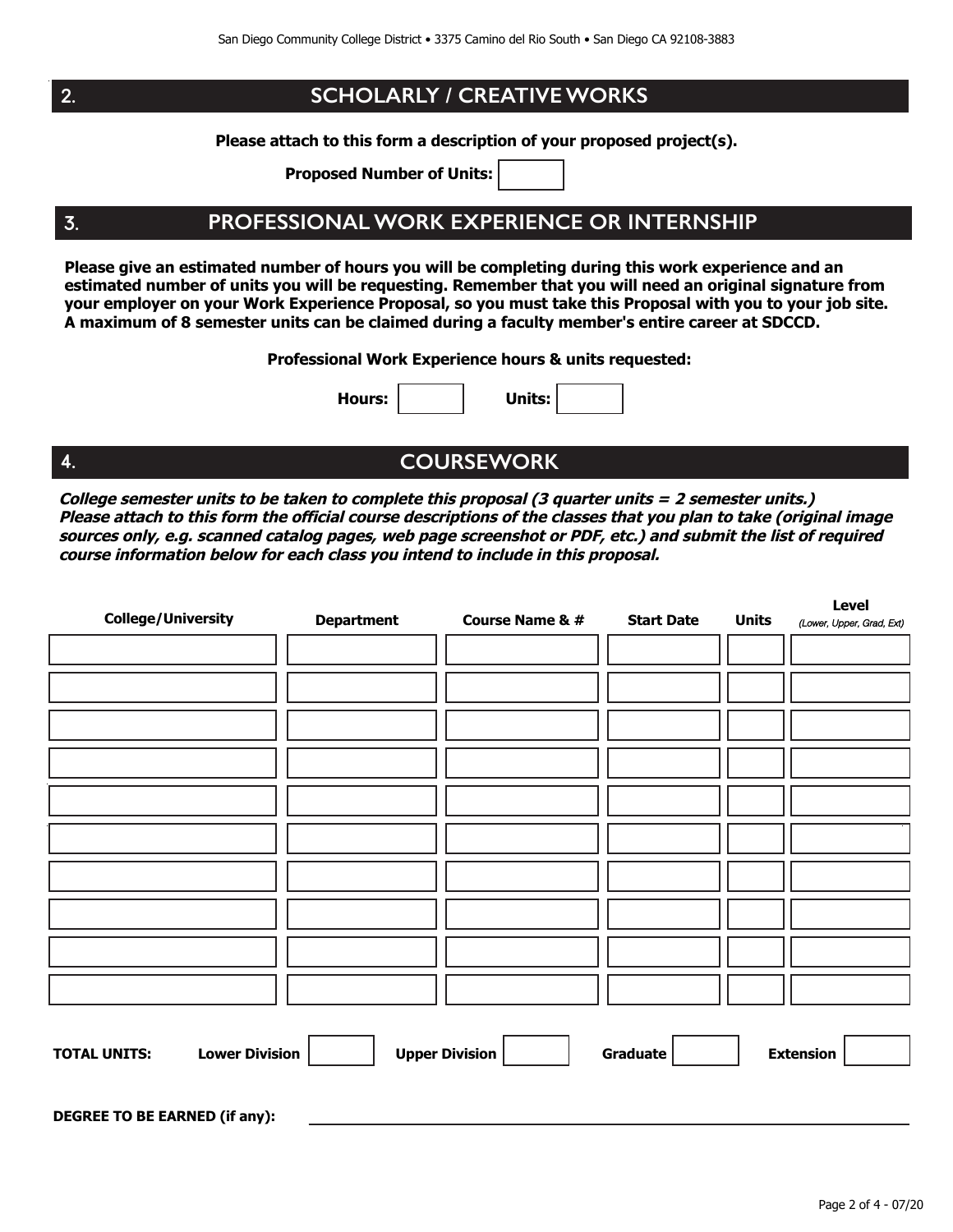## 2. SCHOLARLY / CREATIVE WORKS

**Please attach to this form a description of your proposed project(s).**

**Proposed Number of Units:** ______

## 3. PROFESSIONAL WORK EXPERIENCE OR INTERNSHIP

**Please give an estimated number of hours you will be completing during this work experience and an estimated number of units you will be requesting. Remember that you will need an original signature from your employer on your Work Experience Proposal, so you must take this Proposal with you to your job site. A maximum of 8 semester units can be claimed during a faculty member's entire career at SDCCD.**

**Professional Work Experience hours & units requested:**

**Hours:** ______ **Units:** ______

## 4. COURSEWORK

***College semester units to be taken to complete this proposal (3 quarter units = 2 semester units.) Please attach to this form the official course descriptions of the classes that you plan to take (original image sources only, e.g. scanned catalog pages, web page screenshot or PDF, etc.) and submit the list of required course information below for each class you intend to include in this proposal.***

| College/University | Department | Course Name & # | Start Date | Units | Level (Lower, Upper, Grad, Ext) |
|---|---|---|---|---|---|
| | | | | | |
| | | | | | |
| | | | | | |
| | | | | | |
| | | | | | |
| | | | | | |
| | | | | | |
| | | | | | |
| | | | | | |
| | | | | | |

**TOTAL UNITS:** **Lower Division** ______ **Upper Division** ______ **Graduate** ______ **Extension** ______

**DEGREE TO BE EARNED (if any):** ____________________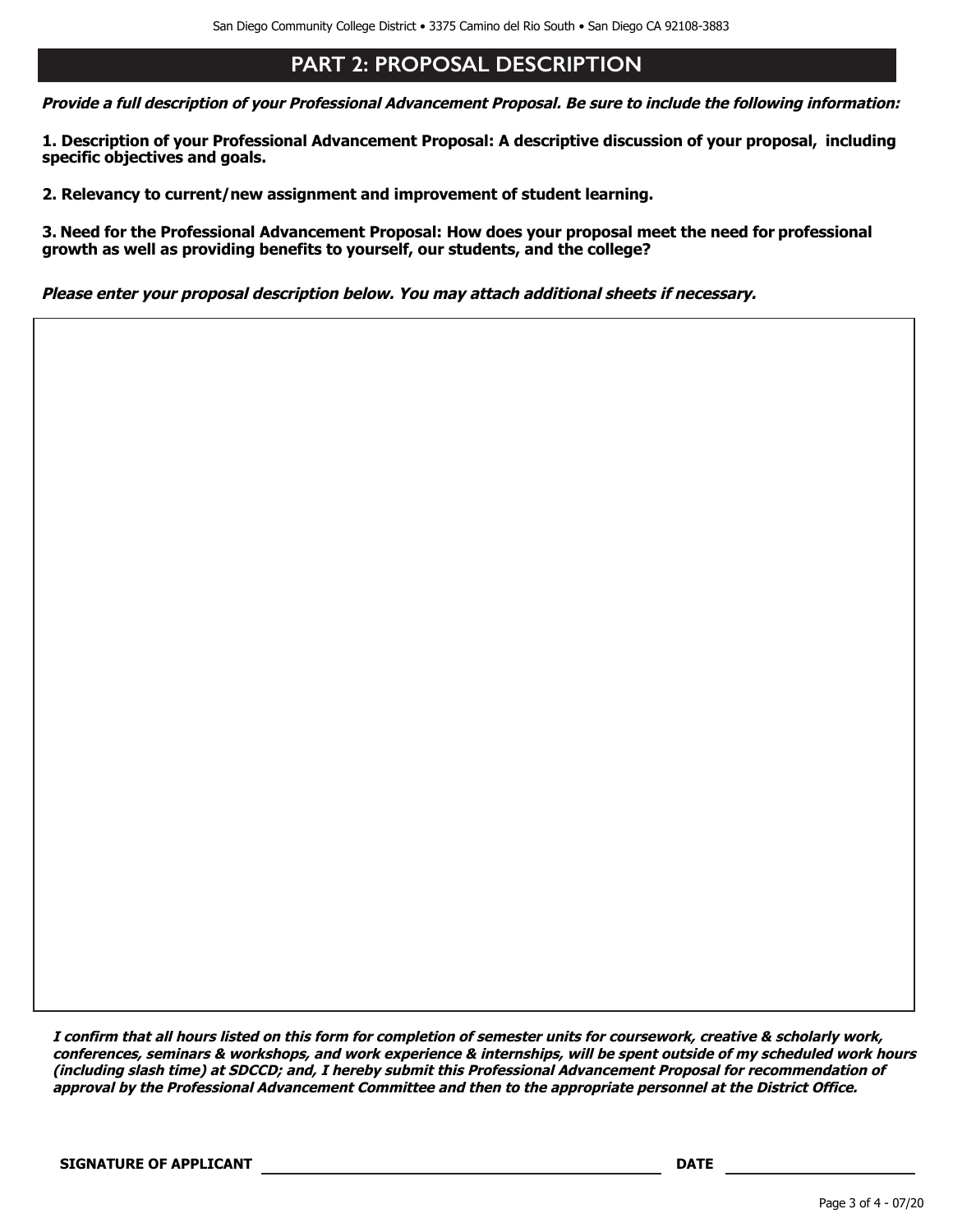## PART 2: PROPOSAL DESCRIPTION

***Provide a full description of your Professional Advancement Proposal. Be sure to include the following information:***

**1. Description of your Professional Advancement Proposal: A descriptive discussion of your proposal, including specific objectives and goals.**

**2. Relevancy to current/new assignment and improvement of student learning.**

**3. Need for the Professional Advancement Proposal: How does your proposal meet the need for professional growth as well as providing benefits to yourself, our students, and the college?**

***Please enter your proposal description below. You may attach additional sheets if necessary.***

|  |
|---|
|  |

***I confirm that all hours listed on this form for completion of semester units for coursework, creative & scholarly work, conferences, seminars & workshops, and work experience & internships, will be spent outside of my scheduled work hours (including slash time) at SDCCD; and, I hereby submit this Professional Advancement Proposal for recommendation of approval by the Professional Advancement Committee and then to the appropriate personnel at the District Office.***

**SIGNATURE OF APPLICANT** ______________________________ **DATE** ________________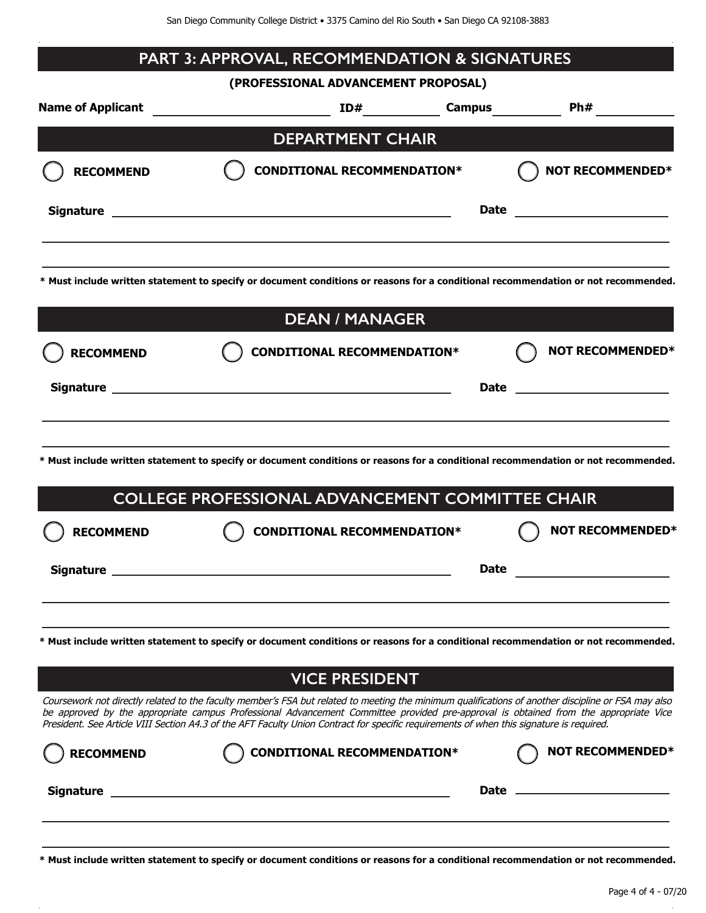San Diego Community College District • 3375 Camino del Rio South • San Diego CA 92108-3883

# PART 3: APPROVAL, RECOMMENDATION & SIGNATURES

**(PROFESSIONAL ADVANCEMENT PROPOSAL)**

**Name of Applicant** ______________________ **ID#** __________ **Campus** __________ **Ph#** __________

## DEPARTMENT CHAIR

◯ **RECOMMEND** ◯ **CONDITIONAL RECOMMENDATION*** ◯ **NOT RECOMMENDED***

**Signature** ______________________________________ **Date** ____________________

_____________________________________________________________________________

_____________________________________________________________________________

**\* Must include written statement to specify or document conditions or reasons for a conditional recommendation or not recommended.**

## DEAN / MANAGER

◯ **RECOMMEND** ◯ **CONDITIONAL RECOMMENDATION*** ◯ **NOT RECOMMENDED***

**Signature** ______________________________________ **Date** ____________________

_____________________________________________________________________________

_____________________________________________________________________________

**\* Must include written statement to specify or document conditions or reasons for a conditional recommendation or not recommended.**

## COLLEGE PROFESSIONAL ADVANCEMENT COMMITTEE CHAIR

◯ **RECOMMEND** ◯ **CONDITIONAL RECOMMENDATION*** ◯ **NOT RECOMMENDED***

**Signature** ______________________________________ **Date** ____________________

_____________________________________________________________________________

_____________________________________________________________________________

**\* Must include written statement to specify or document conditions or reasons for a conditional recommendation or not recommended.**

## VICE PRESIDENT

*Coursework not directly related to the faculty member's FSA but related to meeting the minimum qualifications of another discipline or FSA may also be approved by the appropriate campus Professional Advancement Committee provided pre-approval is obtained from the appropriate Vice President. See Article VIII Section A4.3 of the AFT Faculty Union Contract for specific requirements of when this signature is required.*

◯ **RECOMMEND** ◯ **CONDITIONAL RECOMMENDATION*** ◯ **NOT RECOMMENDED***

**Signature** ______________________________________ **Date** ____________________

_____________________________________________________________________________

_____________________________________________________________________________

**\* Must include written statement to specify or document conditions or reasons for a conditional recommendation or not recommended.**

Page 4 of 4 - 07/20